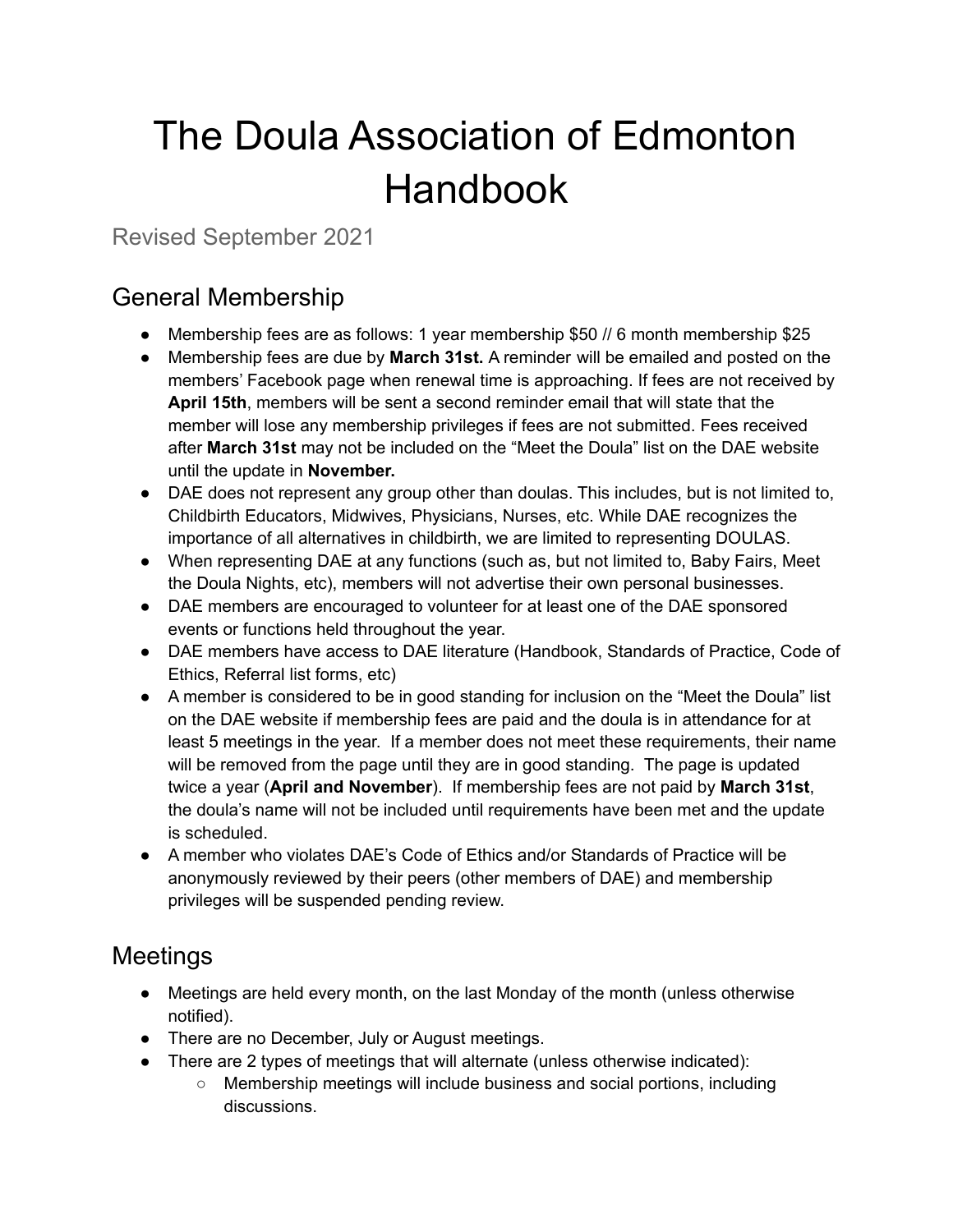# The Doula Association of Edmonton Handbook

Revised September 2021

## General Membership

- Membership fees are as follows: 1 year membership $50 // 6 month membership $25
- Membership fees are due by **March 31st.** A reminder will be emailed and posted on the members' Facebook page when renewal time is approaching. If fees are not received by **April 15th**, members will be sent a second reminder email that will state that the member will lose any membership privileges if fees are not submitted. Fees received after **March 31st** may not be included on the "Meet the Doula" list on the DAE website until the update in **November.**
- DAE does not represent any group other than doulas. This includes, but is not limited to, Childbirth Educators, Midwives, Physicians, Nurses, etc. While DAE recognizes the importance of all alternatives in childbirth, we are limited to representing DOULAS.
- When representing DAE at any functions (such as, but not limited to, Baby Fairs, Meet the Doula Nights, etc), members will not advertise their own personal businesses.
- DAE members are encouraged to volunteer for at least one of the DAE sponsored events or functions held throughout the year.
- DAE members have access to DAE literature (Handbook, Standards of Practice, Code of Ethics, Referral list forms, etc)
- A member is considered to be in good standing for inclusion on the "Meet the Doula" list on the DAE website if membership fees are paid and the doula is in attendance for at least 5 meetings in the year. If a member does not meet these requirements, their name will be removed from the page until they are in good standing. The page is updated twice a year (**April and November**). If membership fees are not paid by **March 31st**, the doula's name will not be included until requirements have been met and the update is scheduled.
- A member who violates DAE's Code of Ethics and/or Standards of Practice will be anonymously reviewed by their peers (other members of DAE) and membership privileges will be suspended pending review.

## Meetings

- Meetings are held every month, on the last Monday of the month (unless otherwise notified).
- There are no December, July or August meetings.
- There are 2 types of meetings that will alternate (unless otherwise indicated):
  - Membership meetings will include business and social portions, including discussions.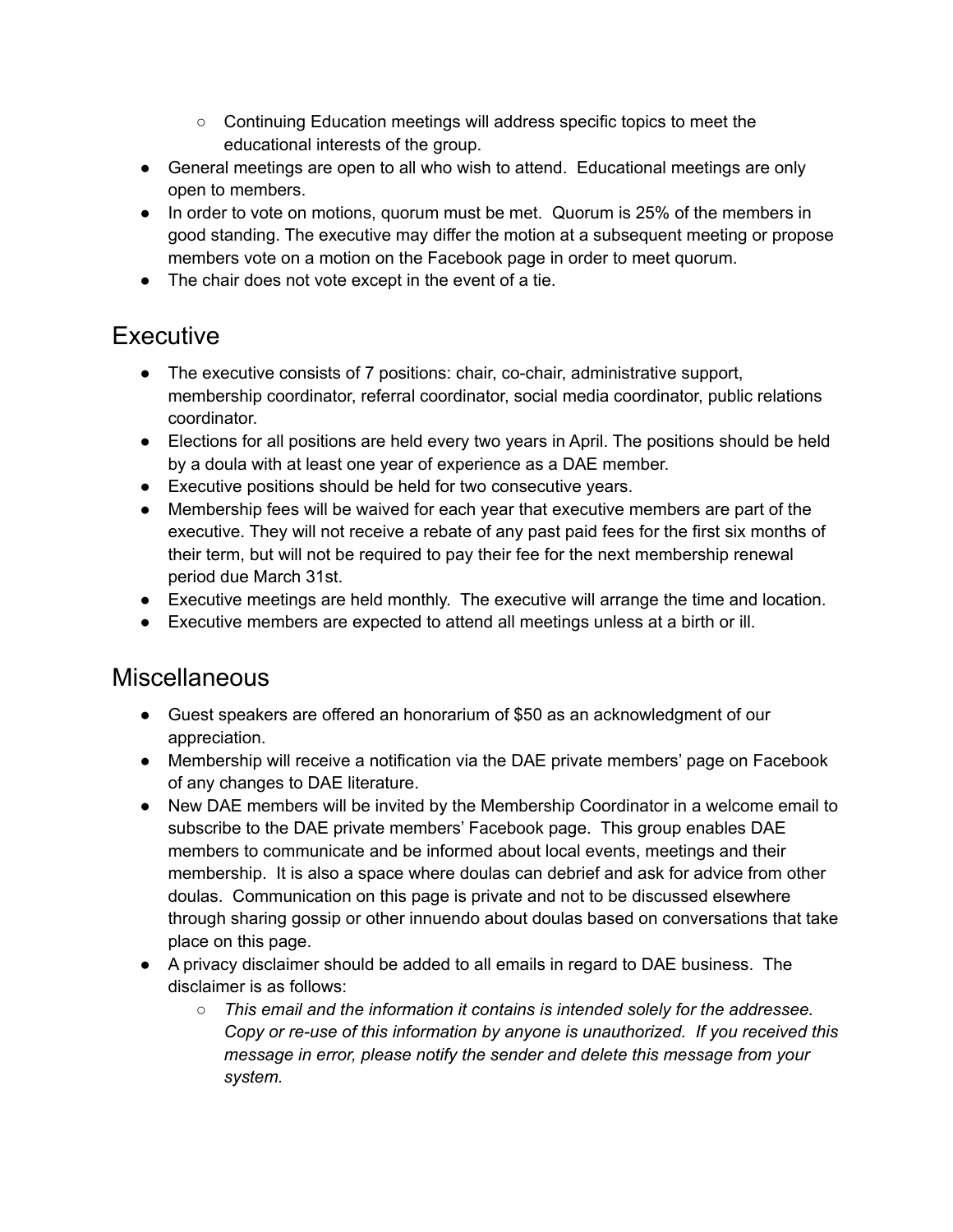- Continuing Education meetings will address specific topics to meet the educational interests of the group.
- General meetings are open to all who wish to attend. Educational meetings are only open to members.
- In order to vote on motions, quorum must be met. Quorum is 25% of the members in good standing. The executive may differ the motion at a subsequent meeting or propose members vote on a motion on the Facebook page in order to meet quorum.
- The chair does not vote except in the event of a tie.

## Executive

- The executive consists of 7 positions: chair, co-chair, administrative support, membership coordinator, referral coordinator, social media coordinator, public relations coordinator.
- Elections for all positions are held every two years in April. The positions should be held by a doula with at least one year of experience as a DAE member.
- Executive positions should be held for two consecutive years.
- Membership fees will be waived for each year that executive members are part of the executive. They will not receive a rebate of any past paid fees for the first six months of their term, but will not be required to pay their fee for the next membership renewal period due March 31st.
- Executive meetings are held monthly. The executive will arrange the time and location.
- Executive members are expected to attend all meetings unless at a birth or ill.

## Miscellaneous

- Guest speakers are offered an honorarium of $50 as an acknowledgment of our appreciation.
- Membership will receive a notification via the DAE private members' page on Facebook of any changes to DAE literature.
- New DAE members will be invited by the Membership Coordinator in a welcome email to subscribe to the DAE private members' Facebook page. This group enables DAE members to communicate and be informed about local events, meetings and their membership. It is also a space where doulas can debrief and ask for advice from other doulas. Communication on this page is private and not to be discussed elsewhere through sharing gossip or other innuendo about doulas based on conversations that take place on this page.
- A privacy disclaimer should be added to all emails in regard to DAE business. The disclaimer is as follows:
  - *This email and the information it contains is intended solely for the addressee. Copy or re-use of this information by anyone is unauthorized. If you received this message in error, please notify the sender and delete this message from your system.*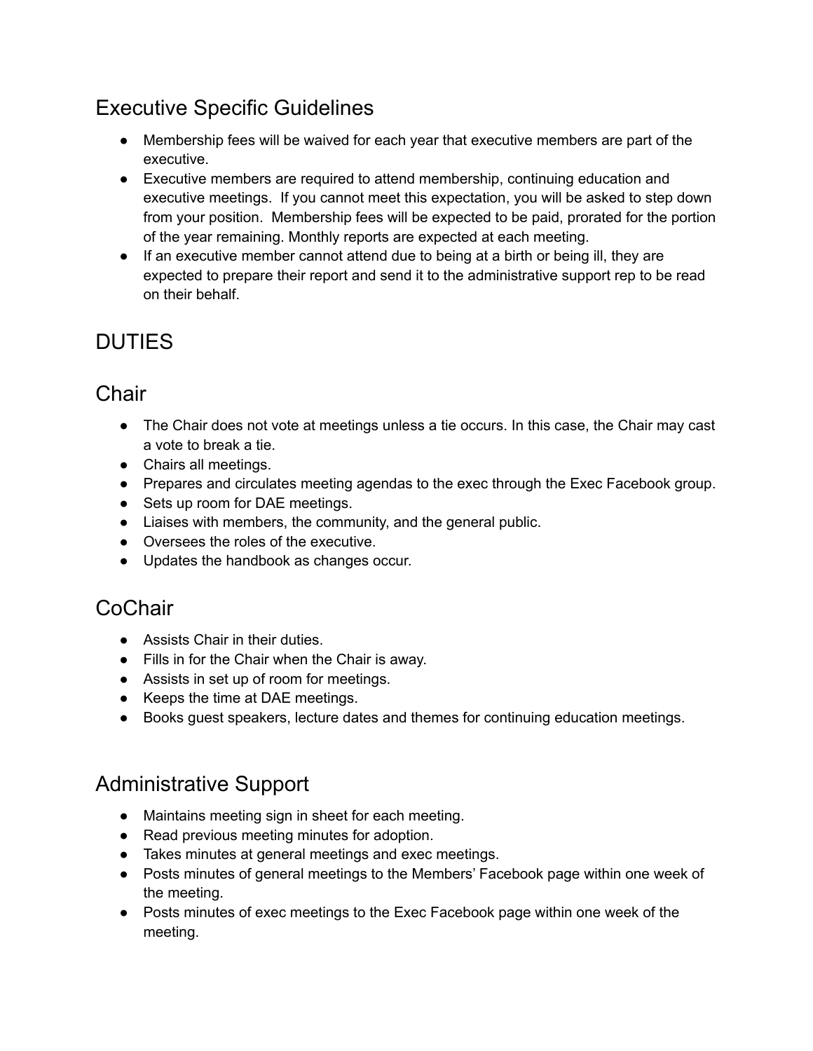## Executive Specific Guidelines

- Membership fees will be waived for each year that executive members are part of the executive.
- Executive members are required to attend membership, continuing education and executive meetings. If you cannot meet this expectation, you will be asked to step down from your position. Membership fees will be expected to be paid, prorated for the portion of the year remaining. Monthly reports are expected at each meeting.
- If an executive member cannot attend due to being at a birth or being ill, they are expected to prepare their report and send it to the administrative support rep to be read on their behalf.

## DUTIES

### Chair

- The Chair does not vote at meetings unless a tie occurs. In this case, the Chair may cast a vote to break a tie.
- Chairs all meetings.
- Prepares and circulates meeting agendas to the exec through the Exec Facebook group.
- Sets up room for DAE meetings.
- Liaises with members, the community, and the general public.
- Oversees the roles of the executive.
- Updates the handbook as changes occur.

### CoChair

- Assists Chair in their duties.
- Fills in for the Chair when the Chair is away.
- Assists in set up of room for meetings.
- Keeps the time at DAE meetings.
- Books guest speakers, lecture dates and themes for continuing education meetings.

### Administrative Support

- Maintains meeting sign in sheet for each meeting.
- Read previous meeting minutes for adoption.
- Takes minutes at general meetings and exec meetings.
- Posts minutes of general meetings to the Members' Facebook page within one week of the meeting.
- Posts minutes of exec meetings to the Exec Facebook page within one week of the meeting.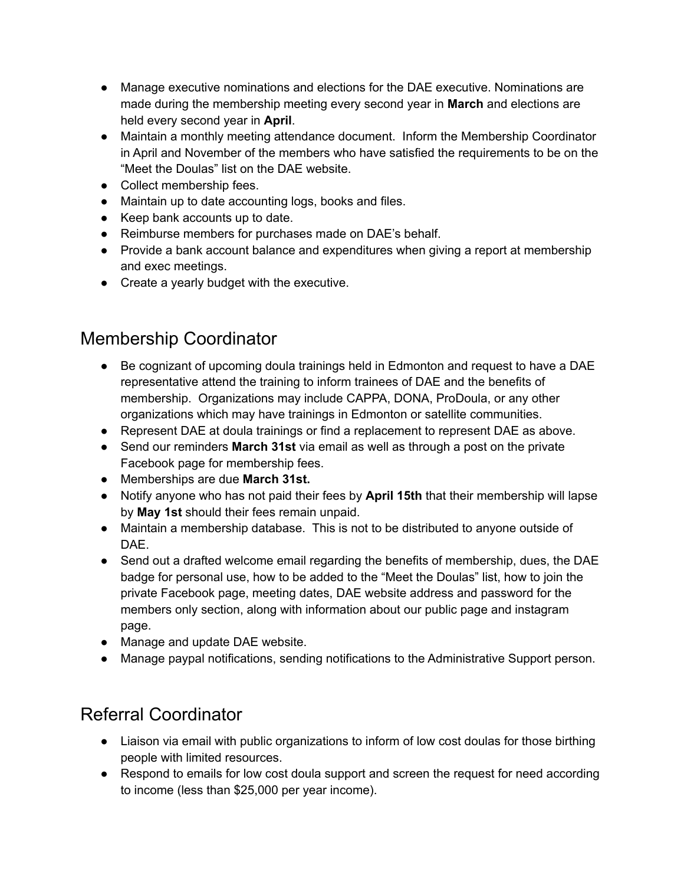- Manage executive nominations and elections for the DAE executive. Nominations are made during the membership meeting every second year in **March** and elections are held every second year in **April**.
- Maintain a monthly meeting attendance document. Inform the Membership Coordinator in April and November of the members who have satisfied the requirements to be on the "Meet the Doulas" list on the DAE website.
- Collect membership fees.
- Maintain up to date accounting logs, books and files.
- Keep bank accounts up to date.
- Reimburse members for purchases made on DAE's behalf.
- Provide a bank account balance and expenditures when giving a report at membership and exec meetings.
- Create a yearly budget with the executive.

## Membership Coordinator

- Be cognizant of upcoming doula trainings held in Edmonton and request to have a DAE representative attend the training to inform trainees of DAE and the benefits of membership. Organizations may include CAPPA, DONA, ProDoula, or any other organizations which may have trainings in Edmonton or satellite communities.
- Represent DAE at doula trainings or find a replacement to represent DAE as above.
- Send our reminders **March 31st** via email as well as through a post on the private Facebook page for membership fees.
- Memberships are due **March 31st.**
- Notify anyone who has not paid their fees by **April 15th** that their membership will lapse by **May 1st** should their fees remain unpaid.
- Maintain a membership database. This is not to be distributed to anyone outside of DAE.
- Send out a drafted welcome email regarding the benefits of membership, dues, the DAE badge for personal use, how to be added to the "Meet the Doulas" list, how to join the private Facebook page, meeting dates, DAE website address and password for the members only section, along with information about our public page and instagram page.
- Manage and update DAE website.
- Manage paypal notifications, sending notifications to the Administrative Support person.

## Referral Coordinator

- Liaison via email with public organizations to inform of low cost doulas for those birthing people with limited resources.
- Respond to emails for low cost doula support and screen the request for need according to income (less than $25,000 per year income).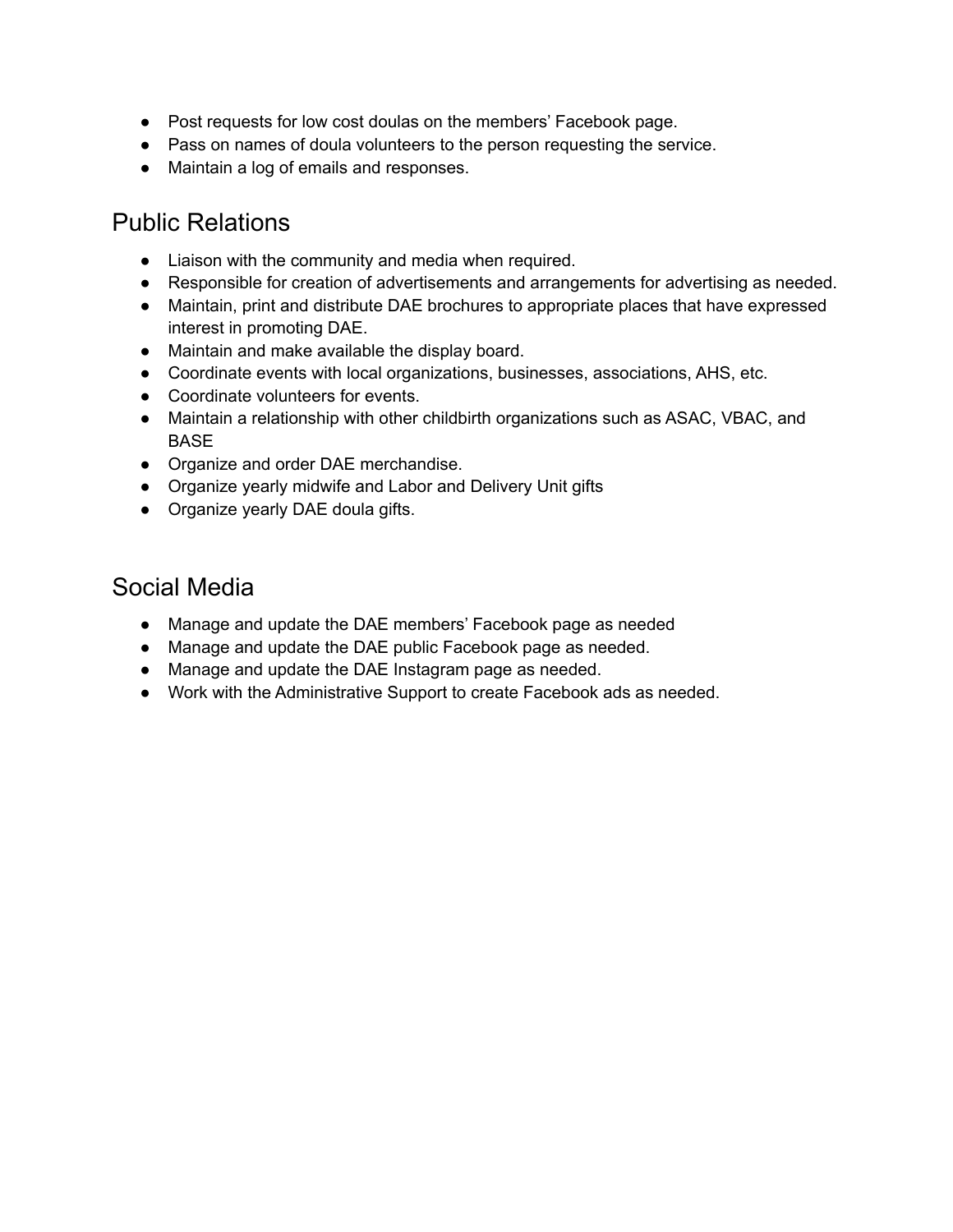- Post requests for low cost doulas on the members' Facebook page.
- Pass on names of doula volunteers to the person requesting the service.
- Maintain a log of emails and responses.

## Public Relations

- Liaison with the community and media when required.
- Responsible for creation of advertisements and arrangements for advertising as needed.
- Maintain, print and distribute DAE brochures to appropriate places that have expressed interest in promoting DAE.
- Maintain and make available the display board.
- Coordinate events with local organizations, businesses, associations, AHS, etc.
- Coordinate volunteers for events.
- Maintain a relationship with other childbirth organizations such as ASAC, VBAC, and BASE
- Organize and order DAE merchandise.
- Organize yearly midwife and Labor and Delivery Unit gifts
- Organize yearly DAE doula gifts.

## Social Media

- Manage and update the DAE members' Facebook page as needed
- Manage and update the DAE public Facebook page as needed.
- Manage and update the DAE Instagram page as needed.
- Work with the Administrative Support to create Facebook ads as needed.